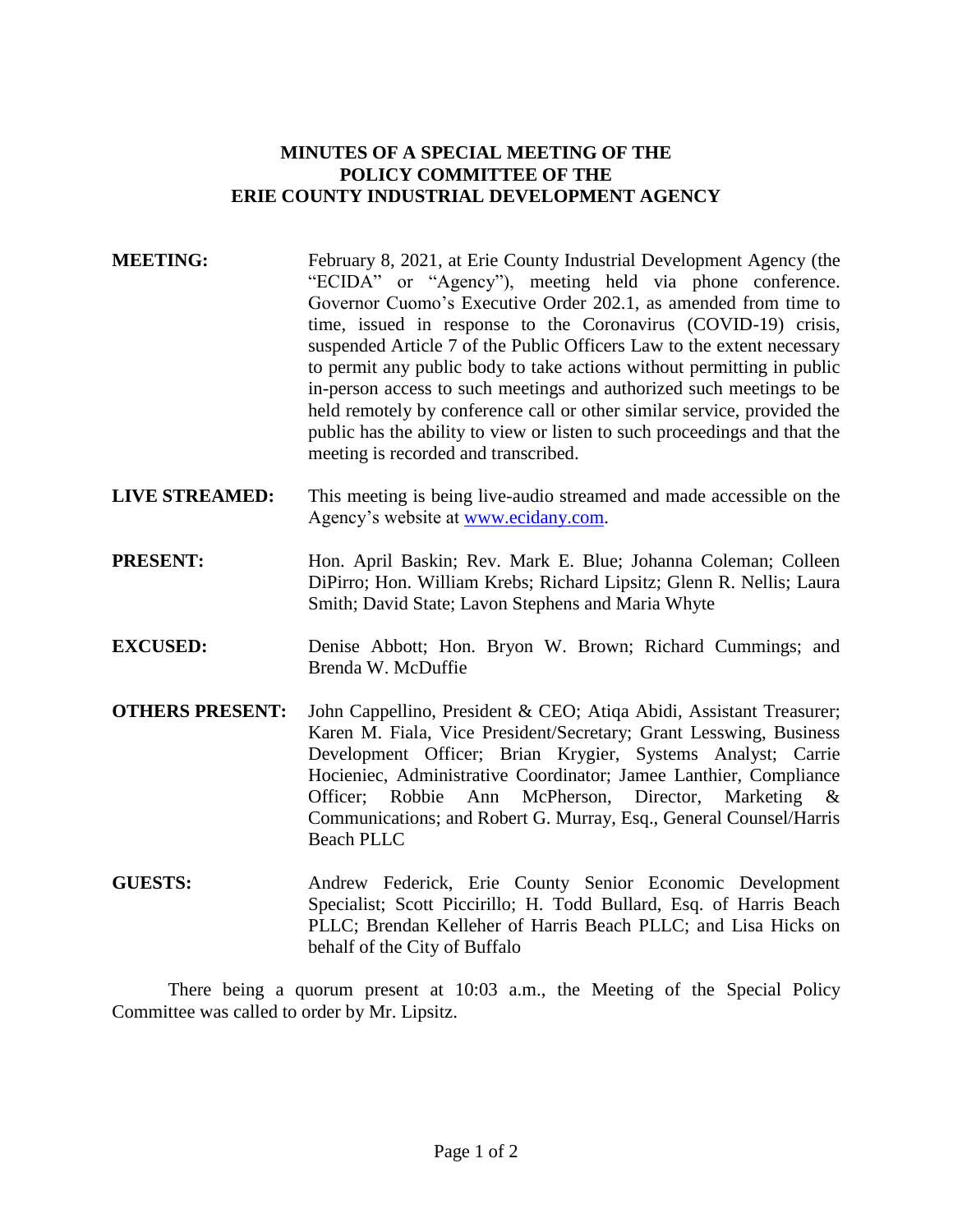# MINUTES OF A SPECIAL MEETING OF THE POLICY COMMITTEE OF THE ERIE COUNTY INDUSTRIAL DEVELOPMENT AGENCY

**MEETING:** February 8, 2021, at Erie County Industrial Development Agency (the "ECIDA" or "Agency"), meeting held via phone conference. Governor Cuomo's Executive Order 202.1, as amended from time to time, issued in response to the Coronavirus (COVID-19) crisis, suspended Article 7 of the Public Officers Law to the extent necessary to permit any public body to take actions without permitting in public in-person access to such meetings and authorized such meetings to be held remotely by conference call or other similar service, provided the public has the ability to view or listen to such proceedings and that the meeting is recorded and transcribed.

**LIVE STREAMED:** This meeting is being live-audio streamed and made accessible on the Agency's website at www.ecidany.com.

**PRESENT:** Hon. April Baskin; Rev. Mark E. Blue; Johanna Coleman; Colleen DiPirro; Hon. William Krebs; Richard Lipsitz; Glenn R. Nellis; Laura Smith; David State; Lavon Stephens and Maria Whyte

**EXCUSED:** Denise Abbott; Hon. Bryon W. Brown; Richard Cummings; and Brenda W. McDuffie

**OTHERS PRESENT:** John Cappellino, President & CEO; Atiqa Abidi, Assistant Treasurer; Karen M. Fiala, Vice President/Secretary; Grant Lesswing, Business Development Officer; Brian Krygier, Systems Analyst; Carrie Hocieniec, Administrative Coordinator; Jamee Lanthier, Compliance Officer; Robbie Ann McPherson, Director, Marketing & Communications; and Robert G. Murray, Esq., General Counsel/Harris Beach PLLC

**GUESTS:** Andrew Federick, Erie County Senior Economic Development Specialist; Scott Piccirillo; H. Todd Bullard, Esq. of Harris Beach PLLC; Brendan Kelleher of Harris Beach PLLC; and Lisa Hicks on behalf of the City of Buffalo

There being a quorum present at 10:03 a.m., the Meeting of the Special Policy Committee was called to order by Mr. Lipsitz.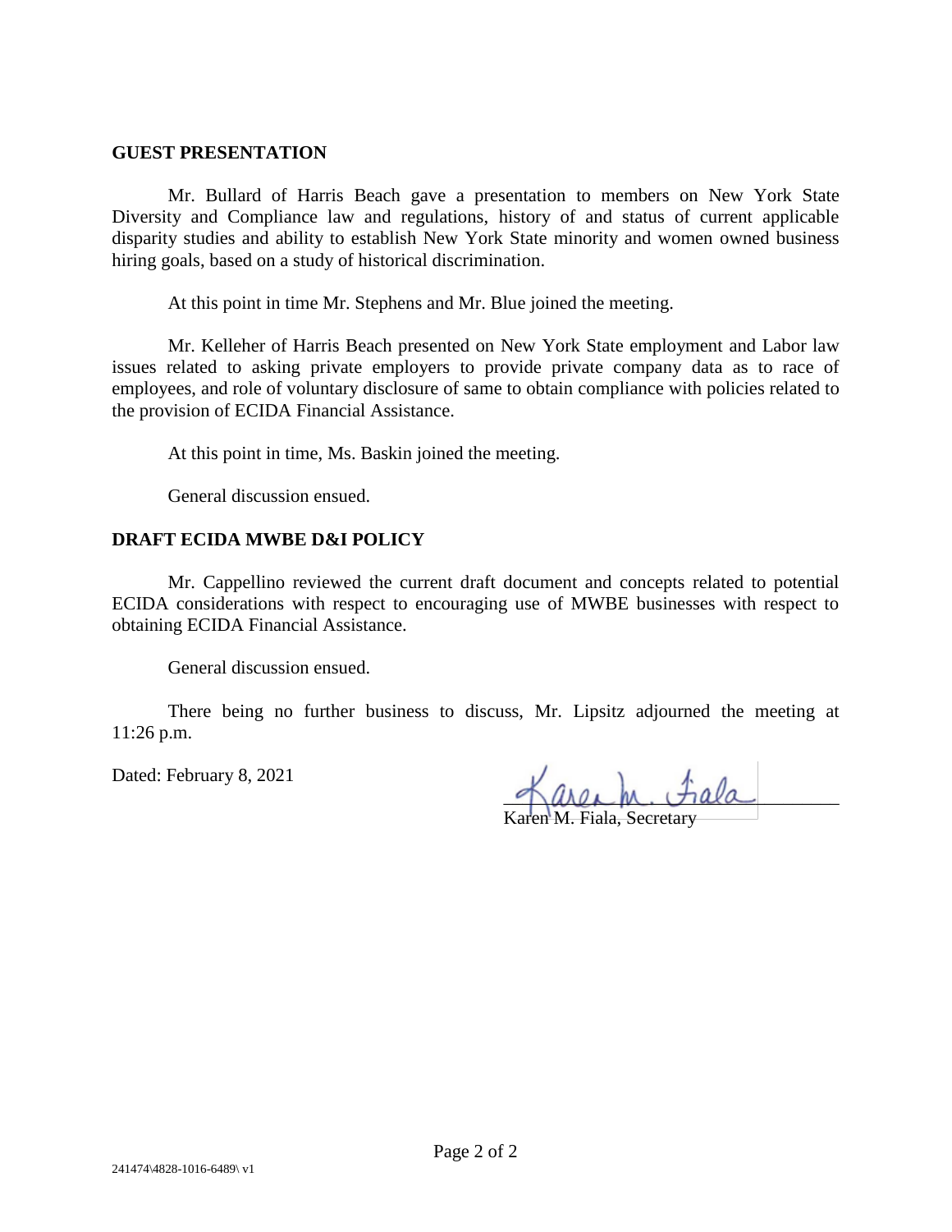## GUEST PRESENTATION

Mr. Bullard of Harris Beach gave a presentation to members on New York State Diversity and Compliance law and regulations, history of and status of current applicable disparity studies and ability to establish New York State minority and women owned business hiring goals, based on a study of historical discrimination.

At this point in time Mr. Stephens and Mr. Blue joined the meeting.

Mr. Kelleher of Harris Beach presented on New York State employment and Labor law issues related to asking private employers to provide private company data as to race of employees, and role of voluntary disclosure of same to obtain compliance with policies related to the provision of ECIDA Financial Assistance.

At this point in time, Ms. Baskin joined the meeting.

General discussion ensued.

## DRAFT ECIDA MWBE D&I POLICY

Mr. Cappellino reviewed the current draft document and concepts related to potential ECIDA considerations with respect to encouraging use of MWBE businesses with respect to obtaining ECIDA Financial Assistance.

General discussion ensued.

There being no further business to discuss, Mr. Lipsitz adjourned the meeting at 11:26 p.m.

Dated: February 8, 2021

Karen M. Fiala, Secretary

241474\4828-1016-6489\ v1